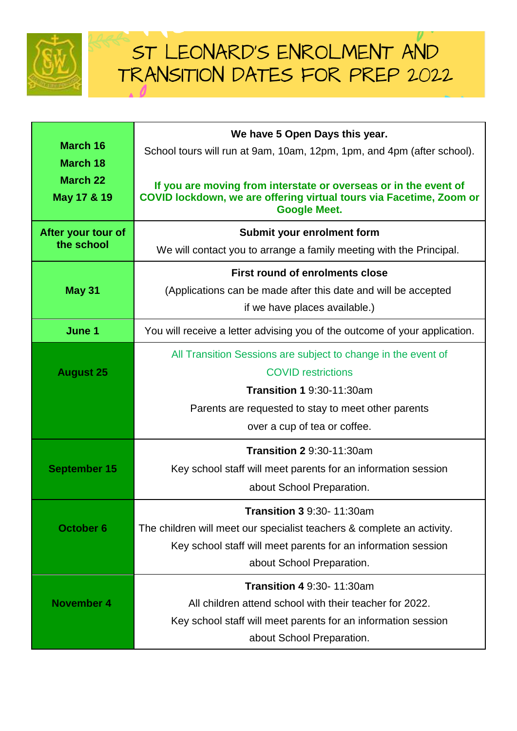# ST LEONARD'S ENROLMENT AND TRANSITION DATES FOR PREP 2022

| Date | Details |
|---|---|
| March 16<br>March 18<br>March 22<br>May 17 & 19 | **We have 5 Open Days this year.**<br>School tours will run at 9am, 10am, 12pm, 1pm, and 4pm (after school).<br>**If you are moving from interstate or overseas or in the event of COVID lockdown, we are offering virtual tours via Facetime, Zoom or Google Meet.** |
| **After your tour of the school** | **Submit your enrolment form**<br>We will contact you to arrange a family meeting with the Principal. |
| **May 31** | **First round of enrolments close**<br>(Applications can be made after this date and will be accepted if we have places available.) |
| **June 1** | You will receive a letter advising you of the outcome of your application. |
| **August 25** | All Transition Sessions are subject to change in the event of COVID restrictions<br>**Transition 1** 9:30-11:30am<br>Parents are requested to stay to meet other parents over a cup of tea or coffee. |
| **September 15** | **Transition 2** 9:30-11:30am<br>Key school staff will meet parents for an information session about School Preparation. |
| **October 6** | **Transition 3** 9:30- 11:30am<br>The children will meet our specialist teachers & complete an activity.<br>Key school staff will meet parents for an information session about School Preparation. |
| **November 4** | **Transition 4** 9:30- 11:30am<br>All children attend school with their teacher for 2022.<br>Key school staff will meet parents for an information session about School Preparation. |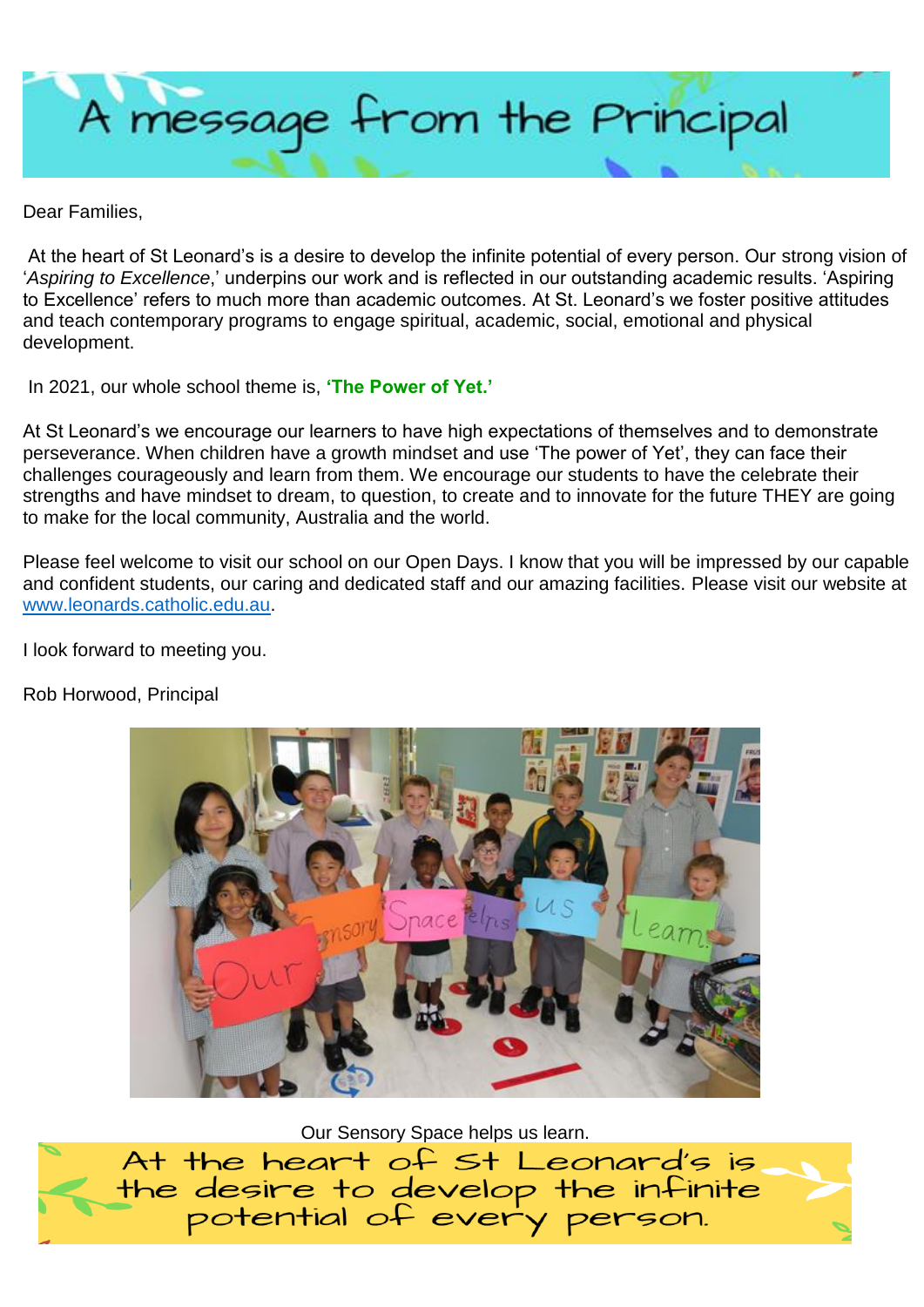# A message from the Principal

Dear Families,

At the heart of St Leonard's is a desire to develop the infinite potential of every person. Our strong vision of '*Aspiring to Excellence*,' underpins our work and is reflected in our outstanding academic results. 'Aspiring to Excellence' refers to much more than academic outcomes. At St. Leonard's we foster positive attitudes and teach contemporary programs to engage spiritual, academic, social, emotional and physical development.

In 2021, our whole school theme is, **'The Power of Yet.'**

At St Leonard's we encourage our learners to have high expectations of themselves and to demonstrate perseverance. When children have a growth mindset and use 'The power of Yet', they can face their challenges courageously and learn from them. We encourage our students to have the celebrate their strengths and have mindset to dream, to question, to create and to innovate for the future THEY are going to make for the local community, Australia and the world.

Please feel welcome to visit our school on our Open Days. I know that you will be impressed by our capable and confident students, our caring and dedicated staff and our amazing facilities. Please visit our website at [www.leonards.catholic.edu.au](http://www.leonards.catholic.edu.au).

I look forward to meeting you.

Rob Horwood, Principal

Our Sensory Space helps us learn.

At the heart of St Leonard's is the desire to develop the infinite potential of every person.